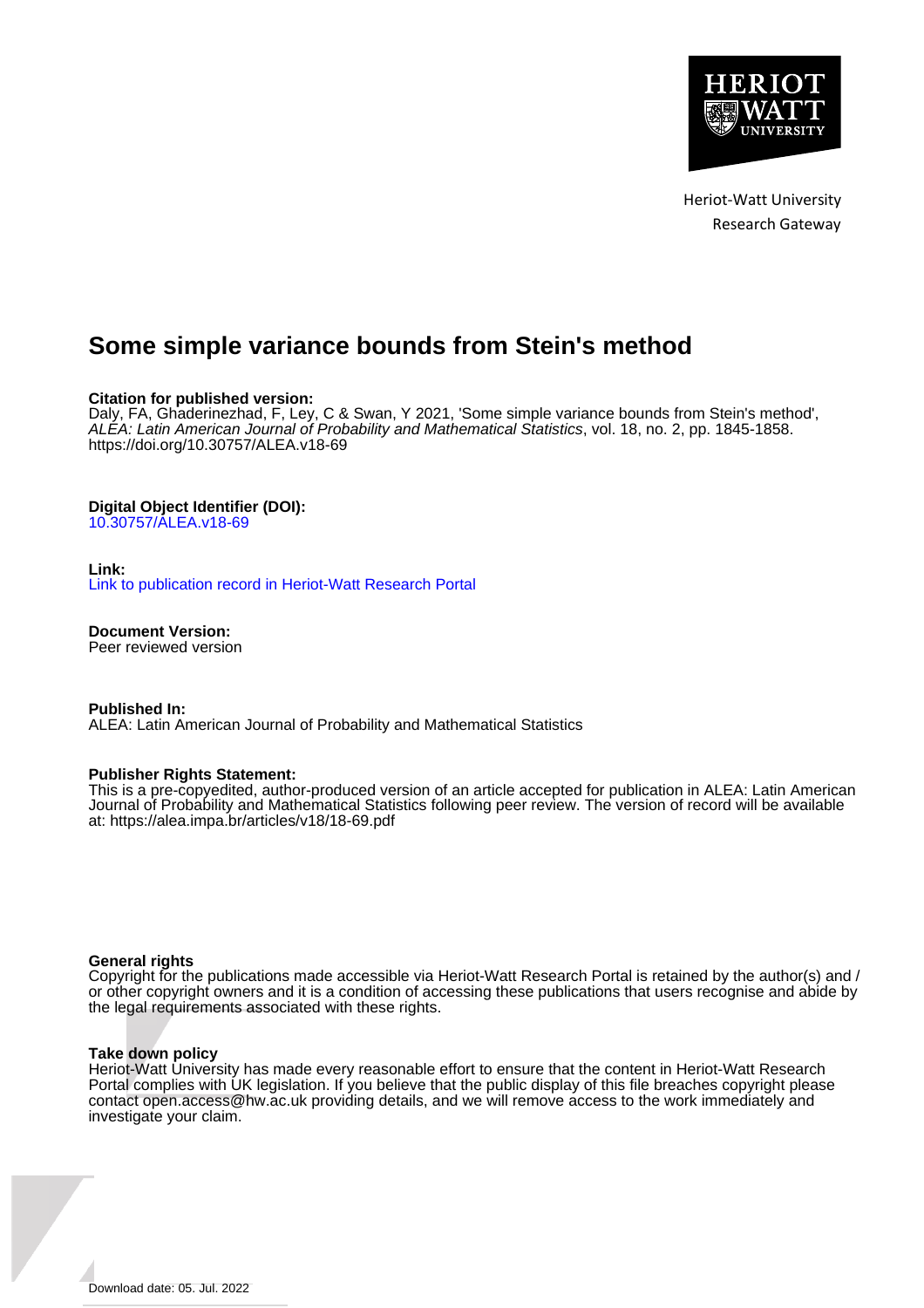Heriot-Watt University
Research Gateway

# Some simple variance bounds from Stein's method

**Citation for published version:**
Daly, FA, Ghaderinezhad, F, Ley, C & Swan, Y 2021, 'Some simple variance bounds from Stein's method', *ALEA: Latin American Journal of Probability and Mathematical Statistics*, vol. 18, no. 2, pp. 1845-1858. https://doi.org/10.30757/ALEA.v18-69

**Digital Object Identifier (DOI):**
10.30757/ALEA.v18-69

**Link:**
Link to publication record in Heriot-Watt Research Portal

**Document Version:**
Peer reviewed version

**Published In:**
ALEA: Latin American Journal of Probability and Mathematical Statistics

**Publisher Rights Statement:**
This is a pre-copyedited, author-produced version of an article accepted for publication in ALEA: Latin American Journal of Probability and Mathematical Statistics following peer review. The version of record will be available at: https://alea.impa.br/articles/v18/18-69.pdf

**General rights**
Copyright for the publications made accessible via Heriot-Watt Research Portal is retained by the author(s) and / or other copyright owners and it is a condition of accessing these publications that users recognise and abide by the legal requirements associated with these rights.

**Take down policy**
Heriot-Watt University has made every reasonable effort to ensure that the content in Heriot-Watt Research Portal complies with UK legislation. If you believe that the public display of this file breaches copyright please contact open.access@hw.ac.uk providing details, and we will remove access to the work immediately and investigate your claim.

Download date: 05. Jul. 2022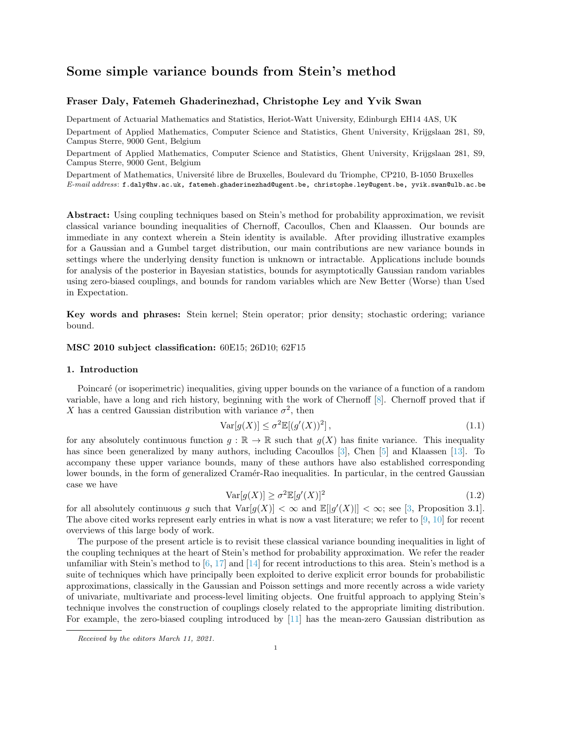# Some simple variance bounds from Stein's method

## Fraser Daly, Fatemeh Ghaderinezhad, Christophe Ley and Yvik Swan

Department of Actuarial Mathematics and Statistics, Heriot-Watt University, Edinburgh EH14 4AS, UK

Department of Applied Mathematics, Computer Science and Statistics, Ghent University, Krijgslaan 281, S9, Campus Sterre, 9000 Gent, Belgium

Department of Applied Mathematics, Computer Science and Statistics, Ghent University, Krijgslaan 281, S9, Campus Sterre, 9000 Gent, Belgium

Department of Mathematics, Université libre de Bruxelles, Boulevard du Triomphe, CP210, B-1050 Bruxelles
*E-mail address*: f.daly@hw.ac.uk, fatemeh.ghaderinezhad@ugent.be, christophe.ley@ugent.be, yvik.swan@ulb.ac.be

**Abstract:** Using coupling techniques based on Stein's method for probability approximation, we revisit classical variance bounding inequalities of Chernoff, Cacoullos, Chen and Klaassen. Our bounds are immediate in any context wherein a Stein identity is available. After providing illustrative examples for a Gaussian and a Gumbel target distribution, our main contributions are new variance bounds in settings where the underlying density function is unknown or intractable. Applications include bounds for analysis of the posterior in Bayesian statistics, bounds for asymptotically Gaussian random variables using zero-biased couplings, and bounds for random variables which are New Better (Worse) than Used in Expectation.

**Key words and phrases:** Stein kernel; Stein operator; prior density; stochastic ordering; variance bound.

**MSC 2010 subject classification:** 60E15; 26D10; 62F15

### 1. Introduction

Poincaré (or isoperimetric) inequalities, giving upper bounds on the variance of a function of a random variable, have a long and rich history, beginning with the work of Chernoff [8]. Chernoff proved that if $X$ has a centred Gaussian distribution with variance $\sigma^2$, then

$$\mathrm{Var}[g(X)] \leq \sigma^2 \mathbb{E}[(g'(X))^2]\,, \tag{1.1}$$

for any absolutely continuous function $g : \mathbb{R} \to \mathbb{R}$ such that $g(X)$ has finite variance. This inequality has since been generalized by many authors, including Cacoullos [3], Chen [5] and Klaassen [13]. To accompany these upper variance bounds, many of these authors have also established corresponding lower bounds, in the form of generalized Cramér-Rao inequalities. In particular, in the centred Gaussian case we have

$$\mathrm{Var}[g(X)] \geq \sigma^2 \mathbb{E}[g'(X)]^2 \tag{1.2}$$

for all absolutely continuous $g$ such that $\mathrm{Var}[g(X)] < \infty$ and $\mathbb{E}[|g'(X)|] < \infty$; see [3, Proposition 3.1]. The above cited works represent early entries in what is now a vast literature; we refer to [9, 10] for recent overviews of this large body of work.

The purpose of the present article is to revisit these classical variance bounding inequalities in light of the coupling techniques at the heart of Stein's method for probability approximation. We refer the reader unfamiliar with Stein's method to [6, 17] and [14] for recent introductions to this area. Stein's method is a suite of techniques which have principally been exploited to derive explicit error bounds for probabilistic approximations, classically in the Gaussian and Poisson settings and more recently across a wide variety of univariate, multivariate and process-level limiting objects. One fruitful approach to applying Stein's technique involves the construction of couplings closely related to the appropriate limiting distribution. For example, the zero-biased coupling introduced by [11] has the mean-zero Gaussian distribution as

*Received by the editors March 11, 2021.*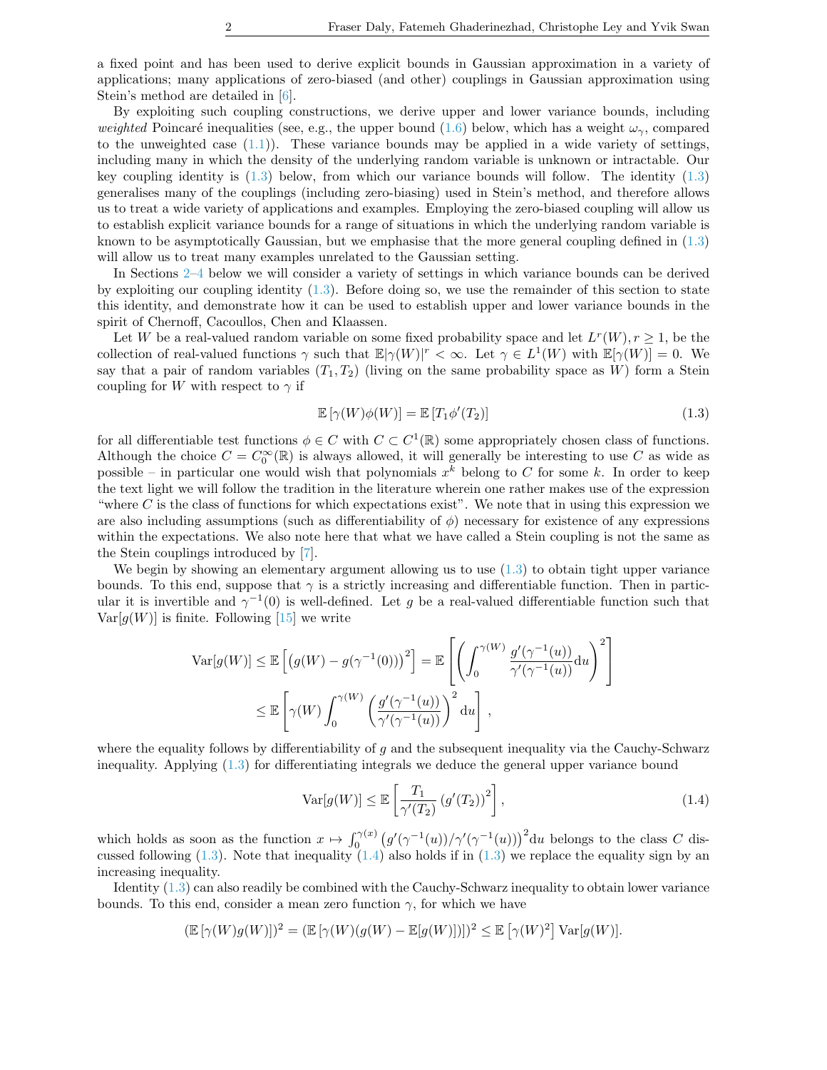a fixed point and has been used to derive explicit bounds in Gaussian approximation in a variety of applications; many applications of zero-biased (and other) couplings in Gaussian approximation using Stein's method are detailed in [6].

By exploiting such coupling constructions, we derive upper and lower variance bounds, including *weighted* Poincaré inequalities (see, e.g., the upper bound (1.6) below, which has a weight $\omega_\gamma$, compared to the unweighted case (1.1)). These variance bounds may be applied in a wide variety of settings, including many in which the density of the underlying random variable is unknown or intractable. Our key coupling identity is (1.3) below, from which our variance bounds will follow. The identity (1.3) generalises many of the couplings (including zero-biasing) used in Stein's method, and therefore allows us to treat a wide variety of applications and examples. Employing the zero-biased coupling will allow us to establish explicit variance bounds for a range of situations in which the underlying random variable is known to be asymptotically Gaussian, but we emphasise that the more general coupling defined in (1.3) will allow us to treat many examples unrelated to the Gaussian setting.

In Sections 2–4 below we will consider a variety of settings in which variance bounds can be derived by exploiting our coupling identity (1.3). Before doing so, we use the remainder of this section to state this identity, and demonstrate how it can be used to establish upper and lower variance bounds in the spirit of Chernoff, Cacoullos, Chen and Klaassen.

Let $W$ be a real-valued random variable on some fixed probability space and let $L^r(W), r \geq 1$, be the collection of real-valued functions $\gamma$ such that $\mathbb{E}|\gamma(W)|^r < \infty$. Let $\gamma \in L^1(W)$ with $\mathbb{E}[\gamma(W)] = 0$. We say that a pair of random variables $(T_1, T_2)$ (living on the same probability space as $W$) form a Stein coupling for $W$ with respect to $\gamma$ if

$$\mathbb{E}\left[\gamma(W)\phi(W)\right] = \mathbb{E}\left[T_1 \phi'(T_2)\right] \tag{1.3}$$

for all differentiable test functions $\phi \in C$ with $C \subset C^1(\mathbb{R})$ some appropriately chosen class of functions. Although the choice $C = C_0^\infty(\mathbb{R})$ is always allowed, it will generally be interesting to use $C$ as wide as possible – in particular one would wish that polynomials $x^k$ belong to $C$ for some $k$. In order to keep the text light we will follow the tradition in the literature wherein one rather makes use of the expression "where $C$ is the class of functions for which expectations exist". We note that in using this expression we are also including assumptions (such as differentiability of $\phi$) necessary for existence of any expressions within the expectations. We also note here that what we have called a Stein coupling is not the same as the Stein couplings introduced by [7].

We begin by showing an elementary argument allowing us to use (1.3) to obtain tight upper variance bounds. To this end, suppose that $\gamma$ is a strictly increasing and differentiable function. Then in particular it is invertible and $\gamma^{-1}(0)$ is well-defined. Let $g$ be a real-valued differentiable function such that $\mathrm{Var}[g(W)]$ is finite. Following [15] we write

$$\begin{aligned}
\mathrm{Var}[g(W)] &\leq \mathbb{E}\left[\left(g(W) - g(\gamma^{-1}(0))\right)^2\right] = \mathbb{E}\left[\left(\int_0^{\gamma(W)} \frac{g'(\gamma^{-1}(u))}{\gamma'(\gamma^{-1}(u))} \mathrm{d}u\right)^2\right] \\
&\leq \mathbb{E}\left[\gamma(W) \int_0^{\gamma(W)} \left(\frac{g'(\gamma^{-1}(u))}{\gamma'(\gamma^{-1}(u))}\right)^2 \mathrm{d}u\right],
\end{aligned}$$

where the equality follows by differentiability of $g$ and the subsequent inequality via the Cauchy-Schwarz inequality. Applying (1.3) for differentiating integrals we deduce the general upper variance bound

$$\mathrm{Var}[g(W)] \leq \mathbb{E}\left[\frac{T_1}{\gamma'(T_2)} \left(g'(T_2)\right)^2\right], \tag{1.4}$$

which holds as soon as the function $x \mapsto \int_0^{\gamma(x)} \left(g'(\gamma^{-1}(u))/\gamma'(\gamma^{-1}(u))\right)^2 \mathrm{d}u$ belongs to the class $C$ discussed following (1.3). Note that inequality (1.4) also holds if in (1.3) we replace the equality sign by an increasing inequality.

Identity (1.3) can also readily be combined with the Cauchy-Schwarz inequality to obtain lower variance bounds. To this end, consider a mean zero function $\gamma$, for which we have

$$\left(\mathbb{E}\left[\gamma(W)g(W)\right]\right)^2 = \left(\mathbb{E}\left[\gamma(W)(g(W) - \mathbb{E}[g(W)])\right]\right)^2 \leq \mathbb{E}\left[\gamma(W)^2\right] \mathrm{Var}[g(W)].$$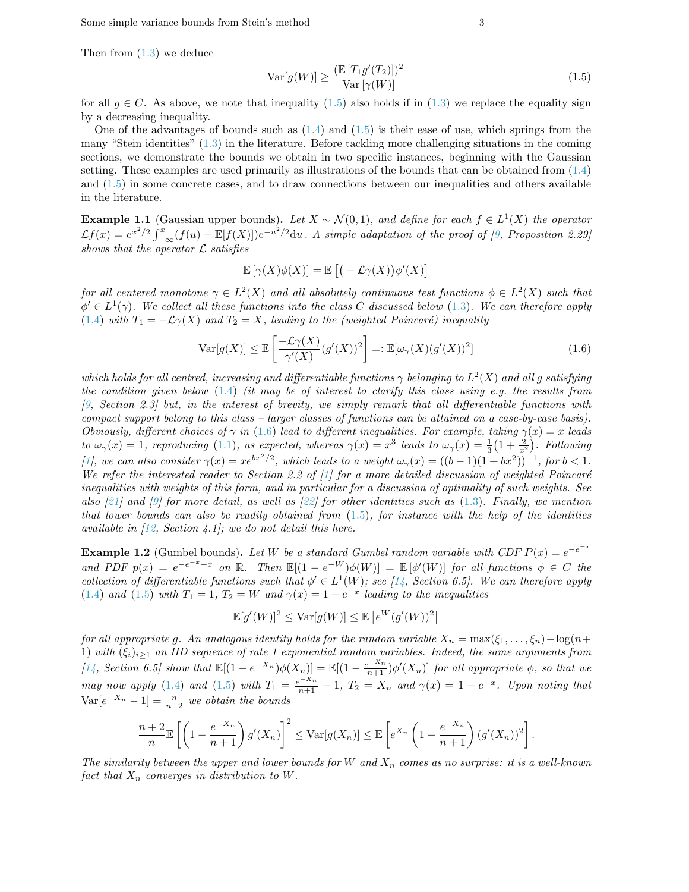Then from (1.3) we deduce

$$\mathrm{Var}[g(W)] \geq \frac{(\mathbb{E}\left[T_1 g'(T_2)\right])^2}{\mathrm{Var}\left[\gamma(W)\right]} \tag{1.5}$$

for all $g \in C$. As above, we note that inequality (1.5) also holds if in (1.3) we replace the equality sign by a decreasing inequality.

One of the advantages of bounds such as (1.4) and (1.5) is their ease of use, which springs from the many "Stein identities" (1.3) in the literature. Before tackling more challenging situations in the coming sections, we demonstrate the bounds we obtain in two specific instances, beginning with the Gaussian setting. These examples are used primarily as illustrations of the bounds that can be obtained from (1.4) and (1.5) in some concrete cases, and to draw connections between our inequalities and others available in the literature.

**Example 1.1** (Gaussian upper bounds). *Let $X \sim \mathcal{N}(0,1)$, and define for each $f \in L^1(X)$ the operator $\mathcal{L}f(x) = e^{x^2/2}\int_{-\infty}^{x}(f(u) - \mathbb{E}[f(X)])e^{-u^2/2}\mathrm{d}u$. A simple adaptation of the proof of [9, Proposition 2.29] shows that the operator $\mathcal{L}$ satisfies*

$$\mathbb{E}\left[\gamma(X)\phi(X)\right] = \mathbb{E}\left[\big(-\mathcal{L}\gamma(X)\big)\phi'(X)\right]$$

*for all centered monotone $\gamma \in L^2(X)$ and all absolutely continuous test functions $\phi \in L^2(X)$ such that $\phi' \in L^1(\gamma)$. We collect all these functions into the class $C$ discussed below (1.3). We can therefore apply (1.4) with $T_1 = -\mathcal{L}\gamma(X)$ and $T_2 = X$, leading to the (weighted Poincaré) inequality*

$$\mathrm{Var}[g(X)] \leq \mathbb{E}\left[\frac{-\mathcal{L}\gamma(X)}{\gamma'(X)}(g'(X))^2\right] =: \mathbb{E}[\omega_\gamma(X)(g'(X))^2] \tag{1.6}$$

*which holds for all centred, increasing and differentiable functions $\gamma$ belonging to $L^2(X)$ and all $g$ satisfying the condition given below (1.4) (it may be of interest to clarify this class using e.g. the results from [9, Section 2.3] but, in the interest of brevity, we simply remark that all differentiable functions with compact support belong to this class – larger classes of functions can be attained on a case-by-case basis). Obviously, different choices of $\gamma$ in (1.6) lead to different inequalities. For example, taking $\gamma(x) = x$ leads to $\omega_\gamma(x) = 1$, reproducing (1.1), as expected, whereas $\gamma(x) = x^3$ leads to $\omega_\gamma(x) = \frac{1}{3}\big(1 + \frac{2}{x^2}\big)$. Following [1], we can also consider $\gamma(x) = xe^{bx^2/2}$, which leads to a weight $\omega_\gamma(x) = ((b-1)(1+bx^2))^{-1}$, for $b < 1$. We refer the interested reader to Section 2.2 of [1] for a more detailed discussion of weighted Poincaré inequalities with weights of this form, and in particular for a discussion of optimality of such weights. See also [21] and [9] for more detail, as well as [22] for other identities such as (1.3). Finally, we mention that lower bounds can also be readily obtained from (1.5), for instance with the help of the identities available in [12, Section 4.1]; we do not detail this here.*

**Example 1.2** (Gumbel bounds). *Let $W$ be a standard Gumbel random variable with CDF $P(x) = e^{-e^{-x}}$ and PDF $p(x) = e^{-e^{-x}-x}$ on $\mathbb{R}$. Then $\mathbb{E}[(1-e^{-W})\phi(W)] = \mathbb{E}\left[\phi'(W)\right]$ for all functions $\phi \in C$ the collection of differentiable functions such that $\phi' \in L^1(W)$; see [14, Section 6.5]. We can therefore apply (1.4) and (1.5) with $T_1 = 1$, $T_2 = W$ and $\gamma(x) = 1 - e^{-x}$ leading to the inequalities*

$$\mathbb{E}[g'(W)]^2 \leq \mathrm{Var}[g(W)] \leq \mathbb{E}\left[e^{W}(g'(W))^2\right]$$

*for all appropriate $g$. An analogous identity holds for the random variable $X_n = \max(\xi_1,\ldots,\xi_n) - \log(n+1)$ with $(\xi_i)_{i\geq 1}$ an IID sequence of rate 1 exponential random variables. Indeed, the same arguments from [14, Section 6.5] show that $\mathbb{E}[(1-e^{-X_n})\phi(X_n)] = \mathbb{E}[(1-\frac{e^{-X_n}}{n+1})\phi'(X_n)]$ for all appropriate $\phi$, so that we may now apply (1.4) and (1.5) with $T_1 = \frac{e^{-X_n}}{n+1} - 1$, $T_2 = X_n$ and $\gamma(x) = 1 - e^{-x}$. Upon noting that $\mathrm{Var}[e^{-X_n} - 1] = \frac{n}{n+2}$ we obtain the bounds*

$$\frac{n+2}{n}\mathbb{E}\left[\left(1 - \frac{e^{-X_n}}{n+1}\right)g'(X_n)\right]^2 \leq \mathrm{Var}[g(X_n)] \leq \mathbb{E}\left[e^{X_n}\left(1 - \frac{e^{-X_n}}{n+1}\right)(g'(X_n))^2\right].$$

*The similarity between the upper and lower bounds for $W$ and $X_n$ comes as no surprise: it is a well-known fact that $X_n$ converges in distribution to $W$.*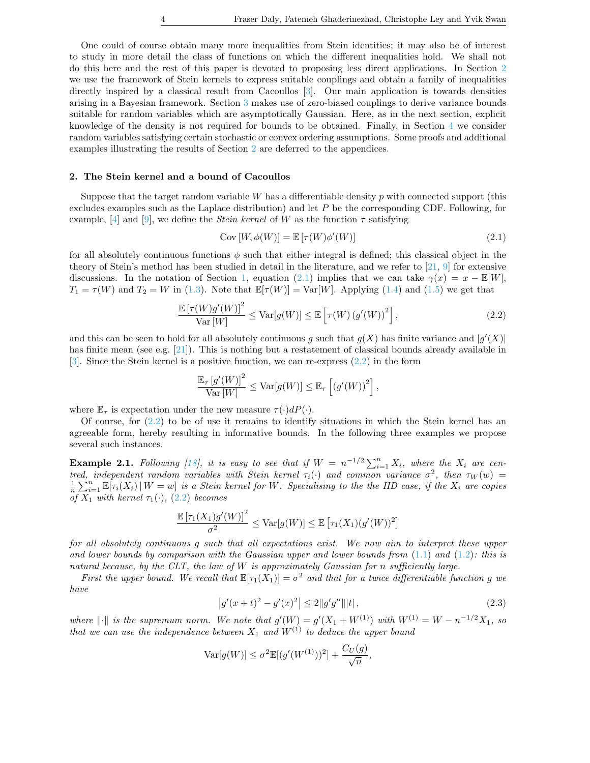One could of course obtain many more inequalities from Stein identities; it may also be of interest to study in more detail the class of functions on which the different inequalities hold. We shall not do this here and the rest of this paper is devoted to proposing less direct applications. In Section 2 we use the framework of Stein kernels to express suitable couplings and obtain a family of inequalities directly inspired by a classical result from Cacoullos [3]. Our main application is towards densities arising in a Bayesian framework. Section 3 makes use of zero-biased couplings to derive variance bounds suitable for random variables which are asymptotically Gaussian. Here, as in the next section, explicit knowledge of the density is not required for bounds to be obtained. Finally, in Section 4 we consider random variables satisfying certain stochastic or convex ordering assumptions. Some proofs and additional examples illustrating the results of Section 2 are deferred to the appendices.

## 2. The Stein kernel and a bound of Cacoullos

Suppose that the target random variable $W$ has a differentiable density $p$ with connected support (this excludes examples such as the Laplace distribution) and let $P$ be the corresponding CDF. Following, for example, [4] and [9], we define the *Stein kernel* of $W$ as the function $\tau$ satisfying

$$\mathrm{Cov}\left[W, \phi(W)\right] = \mathbb{E}\left[\tau(W)\phi'(W)\right] \tag{2.1}$$

for all absolutely continuous functions $\phi$ such that either integral is defined; this classical object in the theory of Stein's method has been studied in detail in the literature, and we refer to [21, 9] for extensive discussions. In the notation of Section 1, equation (2.1) implies that we can take $\gamma(x) = x - \mathbb{E}[W]$, $T_1 = \tau(W)$ and $T_2 = W$ in (1.3). Note that $\mathbb{E}[\tau(W)] = \mathrm{Var}[W]$. Applying (1.4) and (1.5) we get that

$$\frac{\mathbb{E}\left[\tau(W)g'(W)\right]^2}{\mathrm{Var}\left[W\right]} \leq \mathrm{Var}[g(W)] \leq \mathbb{E}\left[\tau(W)\left(g'(W)\right)^2\right], \tag{2.2}$$

and this can be seen to hold for all absolutely continuous $g$ such that $g(X)$ has finite variance and $|g'(X)|$ has finite mean (see e.g. [21]). This is nothing but a restatement of classical bounds already available in [3]. Since the Stein kernel is a positive function, we can re-express (2.2) in the form

$$\frac{\mathbb{E}_\tau\left[g'(W)\right]^2}{\mathrm{Var}\left[W\right]} \leq \mathrm{Var}[g(W)] \leq \mathbb{E}_\tau\left[\left(g'(W)\right)^2\right],$$

where $\mathbb{E}_\tau$ is expectation under the new measure $\tau(\cdot)dP(\cdot)$.

Of course, for (2.2) to be of use it remains to identify situations in which the Stein kernel has an agreeable form, hereby resulting in informative bounds. In the following three examples we propose several such instances.

**Example 2.1.** *Following [18], it is easy to see that if $W = n^{-1/2}\sum_{i=1}^n X_i$, where the $X_i$ are centred, independent random variables with Stein kernel $\tau_i(\cdot)$ and common variance $\sigma^2$, then $\tau_W(w) = \frac{1}{n}\sum_{i=1}^n \mathbb{E}[\tau_i(X_i)\,|\,W = w]$ is a Stein kernel for $W$. Specialising to the the IID case, if the $X_i$ are copies of $X_1$ with kernel $\tau_1(\cdot)$, (2.2) becomes*

$$\frac{\mathbb{E}\left[\tau_1(X_1)g'(W)\right]^2}{\sigma^2} \leq \mathrm{Var}[g(W)] \leq \mathbb{E}\left[\tau_1(X_1)(g'(W))^2\right]$$

*for all absolutely continuous $g$ such that all expectations exist. We now aim to interpret these upper and lower bounds by comparison with the Gaussian upper and lower bounds from (1.1) and (1.2): this is natural because, by the CLT, the law of $W$ is approximately Gaussian for $n$ sufficiently large.*

*First the upper bound. We recall that $\mathbb{E}[\tau_1(X_1)] = \sigma^2$ and that for a twice differentiable function $g$ we have*

$$\left|g'(x+t)^2 - g'(x)^2\right| \leq 2\|g'g''\||t|\,, \tag{2.3}$$

*where $\|\cdot\|$ is the supremum norm. We note that $g'(W) = g'(X_1 + W^{(1)})$ with $W^{(1)} = W - n^{-1/2}X_1$, so that we can use the independence between $X_1$ and $W^{(1)}$ to deduce the upper bound*

$$\mathrm{Var}[g(W)] \leq \sigma^2\mathbb{E}[(g'(W^{(1)}))^2] + \frac{C_U(g)}{\sqrt{n}},$$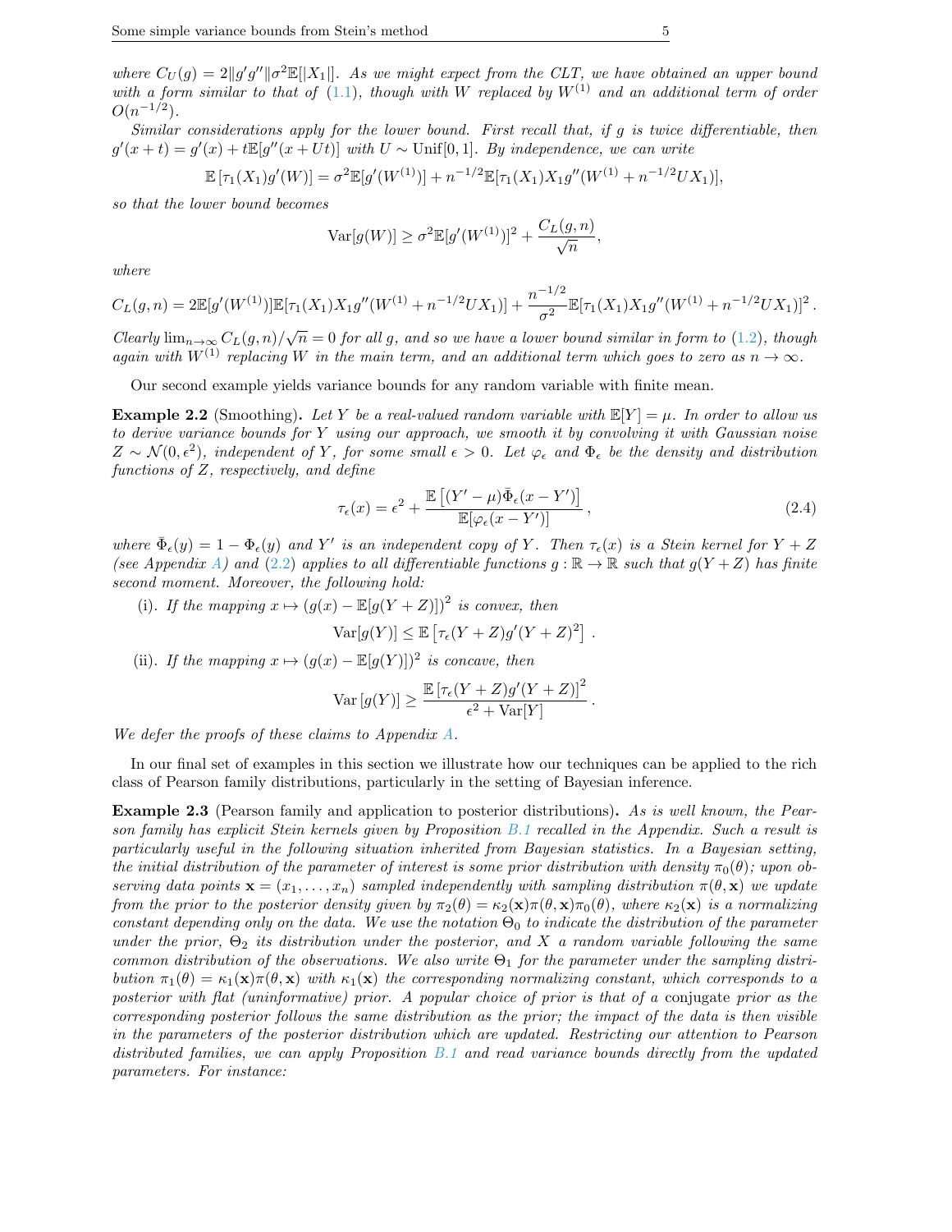*where $C_U(g) = 2\|g'g''\|\sigma^2\mathbb{E}[|X_1|]$. As we might expect from the CLT, we have obtained an upper bound with a form similar to that of (1.1), though with $W$ replaced by $W^{(1)}$ and an additional term of order $O(n^{-1/2})$.*

*Similar considerations apply for the lower bound. First recall that, if $g$ is twice differentiable, then $g'(x+t) = g'(x) + t\mathbb{E}[g''(x+Ut)]$ with $U \sim \mathrm{Unif}[0,1]$. By independence, we can write*

$$\mathbb{E}\left[\tau_1(X_1)g'(W)\right] = \sigma^2\mathbb{E}[g'(W^{(1)})] + n^{-1/2}\mathbb{E}[\tau_1(X_1)X_1 g''(W^{(1)} + n^{-1/2}UX_1)],$$

*so that the lower bound becomes*

$$\mathrm{Var}[g(W)] \geq \sigma^2\mathbb{E}[g'(W^{(1)})]^2 + \frac{C_L(g,n)}{\sqrt{n}},$$

*where*

$$C_L(g,n) = 2\mathbb{E}[g'(W^{(1)})]\mathbb{E}[\tau_1(X_1)X_1 g''(W^{(1)} + n^{-1/2}UX_1)] + \frac{n^{-1/2}}{\sigma^2}\mathbb{E}[\tau_1(X_1)X_1 g''(W^{(1)} + n^{-1/2}UX_1)]^2.$$

*Clearly $\lim_{n\to\infty} C_L(g,n)/\sqrt{n} = 0$ for all $g$, and so we have a lower bound similar in form to (1.2), though again with $W^{(1)}$ replacing $W$ in the main term, and an additional term which goes to zero as $n \to \infty$.*

Our second example yields variance bounds for any random variable with finite mean.

**Example 2.2** (Smoothing)**.** *Let $Y$ be a real-valued random variable with $\mathbb{E}[Y] = \mu$. In order to allow us to derive variance bounds for $Y$ using our approach, we smooth it by convolving it with Gaussian noise $Z \sim \mathcal{N}(0, \epsilon^2)$, independent of $Y$, for some small $\epsilon > 0$. Let $\varphi_\epsilon$ and $\Phi_\epsilon$ be the density and distribution functions of $Z$, respectively, and define*

$$\tau_\epsilon(x) = \epsilon^2 + \frac{\mathbb{E}\left[(Y'-\mu)\bar{\Phi}_\epsilon(x - Y')\right]}{\mathbb{E}[\varphi_\epsilon(x-Y')]}, \tag{2.4}$$

*where $\bar{\Phi}_\epsilon(y) = 1 - \Phi_\epsilon(y)$ and $Y'$ is an independent copy of $Y$. Then $\tau_\epsilon(x)$ is a Stein kernel for $Y+Z$ (see Appendix A) and (2.2) applies to all differentiable functions $g : \mathbb{R} \to \mathbb{R}$ such that $g(Y+Z)$ has finite second moment. Moreover, the following hold:*

(i). *If the mapping $x \mapsto (g(x) - \mathbb{E}[g(Y+Z)])^2$ is convex, then*

$$\mathrm{Var}[g(Y)] \leq \mathbb{E}\left[\tau_\epsilon(Y+Z)g'(Y+Z)^2\right].$$

(ii). *If the mapping $x \mapsto (g(x) - \mathbb{E}[g(Y)])^2$ is concave, then*

$$\mathrm{Var}\left[g(Y)\right] \geq \frac{\mathbb{E}\left[\tau_\epsilon(Y+Z)g'(Y+Z)\right]^2}{\epsilon^2 + \mathrm{Var}[Y]}.$$

*We defer the proofs of these claims to Appendix A.*

In our final set of examples in this section we illustrate how our techniques can be applied to the rich class of Pearson family distributions, particularly in the setting of Bayesian inference.

**Example 2.3** (Pearson family and application to posterior distributions)**.** *As is well known, the Pearson family has explicit Stein kernels given by Proposition B.1 recalled in the Appendix. Such a result is particularly useful in the following situation inherited from Bayesian statistics. In a Bayesian setting, the initial distribution of the parameter of interest is some prior distribution with density $\pi_0(\theta)$; upon observing data points $\mathbf{x} = (x_1, \ldots, x_n)$ sampled independently with sampling distribution $\pi(\theta, \mathbf{x})$ we update from the prior to the posterior density given by $\pi_2(\theta) = \kappa_2(\mathbf{x})\pi(\theta, \mathbf{x})\pi_0(\theta)$, where $\kappa_2(\mathbf{x})$ is a normalizing constant depending only on the data. We use the notation $\Theta_0$ to indicate the distribution of the parameter under the prior, $\Theta_2$ its distribution under the posterior, and $X$ a random variable following the same common distribution of the observations. We also write $\Theta_1$ for the parameter under the sampling distribution $\pi_1(\theta) = \kappa_1(\mathbf{x})\pi(\theta, \mathbf{x})$ with $\kappa_1(\mathbf{x})$ the corresponding normalizing constant, which corresponds to a posterior with flat (uninformative) prior. A popular choice of prior is that of a* conjugate *prior as the corresponding posterior follows the same distribution as the prior; the impact of the data is then visible in the parameters of the posterior distribution which are updated. Restricting our attention to Pearson distributed families, we can apply Proposition B.1 and read variance bounds directly from the updated parameters. For instance:*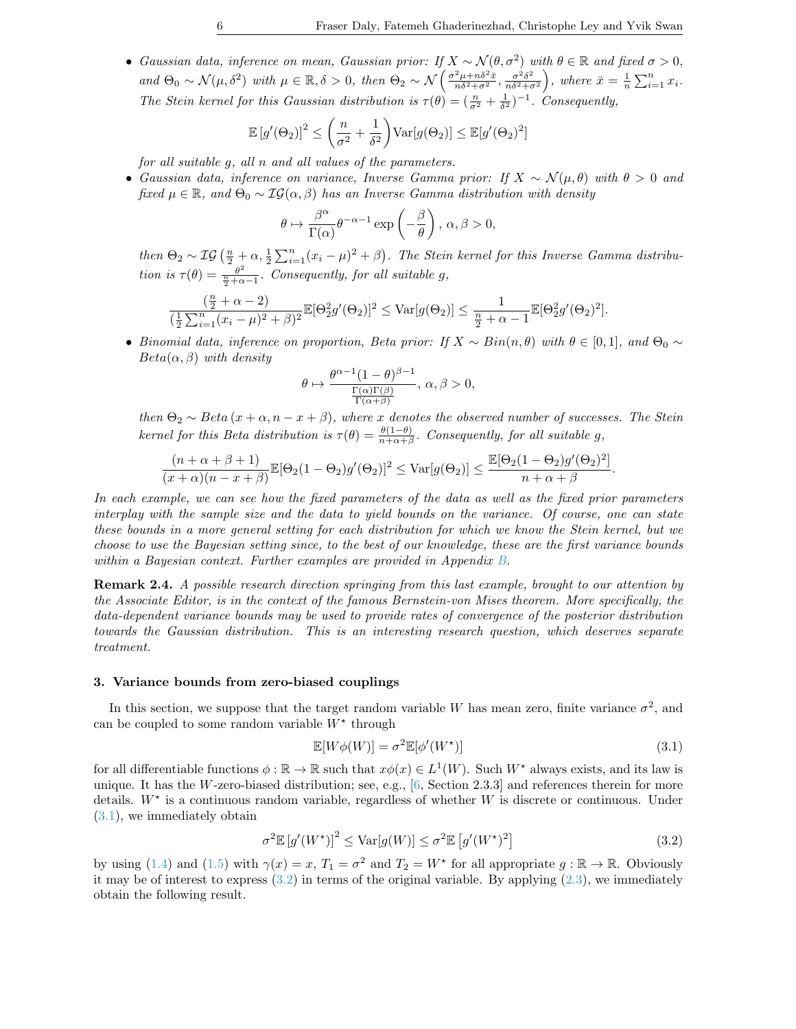- *Gaussian data, inference on mean, Gaussian prior: If $X \sim \mathcal{N}(\theta, \sigma^2)$ with $\theta \in \mathbb{R}$ and fixed $\sigma > 0$, and $\Theta_0 \sim \mathcal{N}(\mu, \delta^2)$ with $\mu \in \mathbb{R}, \delta > 0$, then $\Theta_2 \sim \mathcal{N}\left(\frac{\sigma^2\mu + n\delta^2\bar{x}}{n\delta^2+\sigma^2}, \frac{\sigma^2\delta^2}{n\delta^2+\sigma^2}\right)$, where $\bar{x} = \frac{1}{n}\sum_{i=1}^n x_i$. The Stein kernel for this Gaussian distribution is $\tau(\theta) = (\frac{n}{\sigma^2} + \frac{1}{\delta^2})^{-1}$. Consequently,*

$$\mathbb{E}\left[g'(\Theta_2)\right]^2 \le \left(\frac{n}{\sigma^2} + \frac{1}{\delta^2}\right)\mathrm{Var}[g(\Theta_2)] \le \mathbb{E}[g'(\Theta_2)^2]$$

  *for all suitable $g$, all $n$ and all values of the parameters.*

- *Gaussian data, inference on variance, Inverse Gamma prior: If $X \sim \mathcal{N}(\mu, \theta)$ with $\theta > 0$ and fixed $\mu \in \mathbb{R}$, and $\Theta_0 \sim \mathcal{IG}(\alpha, \beta)$ has an Inverse Gamma distribution with density*

$$\theta \mapsto \frac{\beta^\alpha}{\Gamma(\alpha)}\theta^{-\alpha-1}\exp\left(-\frac{\beta}{\theta}\right), \; \alpha, \beta > 0,$$

  *then $\Theta_2 \sim \mathcal{IG}\left(\frac{n}{2} + \alpha, \frac{1}{2}\sum_{i=1}^n (x_i - \mu)^2 + \beta\right)$. The Stein kernel for this Inverse Gamma distribution is $\tau(\theta) = \frac{\theta^2}{\frac{n}{2}+\alpha-1}$. Consequently, for all suitable $g$,*

$$\frac{(\frac{n}{2} + \alpha - 2)}{(\frac{1}{2}\sum_{i=1}^n (x_i - \mu)^2 + \beta)^2}\mathbb{E}[\Theta_2^2 g'(\Theta_2)]^2 \le \mathrm{Var}[g(\Theta_2)] \le \frac{1}{\frac{n}{2} + \alpha - 1}\mathbb{E}[\Theta_2^2 g'(\Theta_2)^2].$$

- *Binomial data, inference on proportion, Beta prior: If $X \sim Bin(n, \theta)$ with $\theta \in [0, 1]$, and $\Theta_0 \sim Beta(\alpha, \beta)$ with density*

$$\theta \mapsto \frac{\theta^{\alpha-1}(1-\theta)^{\beta-1}}{\frac{\Gamma(\alpha)\Gamma(\beta)}{\Gamma(\alpha+\beta)}}, \; \alpha, \beta > 0,$$

  *then $\Theta_2 \sim Beta\left(x + \alpha, n - x + \beta\right)$, where $x$ denotes the observed number of successes. The Stein kernel for this Beta distribution is $\tau(\theta) = \frac{\theta(1-\theta)}{n+\alpha+\beta}$. Consequently, for all suitable $g$,*

$$\frac{(n + \alpha + \beta + 1)}{(x + \alpha)(n - x + \beta)}\mathbb{E}[\Theta_2(1 - \Theta_2)g'(\Theta_2)]^2 \le \mathrm{Var}[g(\Theta_2)] \le \frac{\mathbb{E}[\Theta_2(1 - \Theta_2)g'(\Theta_2)^2]}{n + \alpha + \beta}.$$

*In each example, we can see how the fixed parameters of the data as well as the fixed prior parameters interplay with the sample size and the data to yield bounds on the variance. Of course, one can state these bounds in a more general setting for each distribution for which we know the Stein kernel, but we choose to use the Bayesian setting since, to the best of our knowledge, these are the first variance bounds within a Bayesian context. Further examples are provided in Appendix B.*

**Remark 2.4.** *A possible research direction springing from this last example, brought to our attention by the Associate Editor, is in the context of the famous Bernstein-von Mises theorem. More specifically, the data-dependent variance bounds may be used to provide rates of convergence of the posterior distribution towards the Gaussian distribution. This is an interesting research question, which deserves separate treatment.*

## 3. Variance bounds from zero-biased couplings

In this section, we suppose that the target random variable $W$ has mean zero, finite variance $\sigma^2$, and can be coupled to some random variable $W^\star$ through

$$\mathbb{E}[W\phi(W)] = \sigma^2\mathbb{E}[\phi'(W^\star)] \tag{3.1}$$

for all differentiable functions $\phi : \mathbb{R} \to \mathbb{R}$ such that $x\phi(x) \in L^1(W)$. Such $W^\star$ always exists, and its law is unique. It has the $W$-zero-biased distribution; see, e.g., [6, Section 2.3.3] and references therein for more details. $W^\star$ is a continuous random variable, regardless of whether $W$ is discrete or continuous. Under (3.1), we immediately obtain

$$\sigma^2\mathbb{E}\left[g'(W^\star)\right]^2 \le \mathrm{Var}[g(W)] \le \sigma^2\mathbb{E}\left[g'(W^\star)^2\right] \tag{3.2}$$

by using (1.4) and (1.5) with $\gamma(x) = x$, $T_1 = \sigma^2$ and $T_2 = W^\star$ for all appropriate $g : \mathbb{R} \to \mathbb{R}$. Obviously it may be of interest to express (3.2) in terms of the original variable. By applying (2.3), we immediately obtain the following result.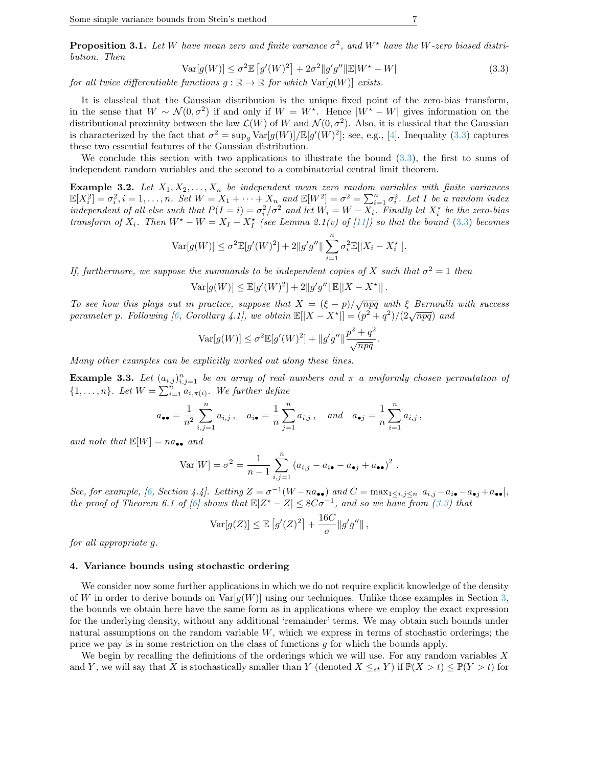**Proposition 3.1.** *Let $W$ have mean zero and finite variance $\sigma^2$, and $W^\star$ have the $W$-zero biased distribution. Then*

$$\mathrm{Var}[g(W)] \le \sigma^2 \mathbb{E}\left[g'(W)^2\right] + 2\sigma^2 \|g'g''\| \mathbb{E}|W^\star - W| \tag{3.3}$$

*for all twice differentiable functions $g : \mathbb{R} \to \mathbb{R}$ for which $\mathrm{Var}[g(W)]$ exists.*

It is classical that the Gaussian distribution is the unique fixed point of the zero-bias transform, in the sense that $W \sim \mathcal{N}(0, \sigma^2)$ if and only if $W = W^\star$. Hence $|W^\star - W|$ gives information on the distributional proximity between the law $\mathcal{L}(W)$ of $W$ and $\mathcal{N}(0, \sigma^2)$. Also, it is classical that the Gaussian is characterized by the fact that $\sigma^2 = \sup_g \mathrm{Var}[g(W)]/\mathbb{E}[g'(W)^2]$; see, e.g., [4]. Inequality (3.3) captures these two essential features of the Gaussian distribution.

We conclude this section with two applications to illustrate the bound (3.3), the first to sums of independent random variables and the second to a combinatorial central limit theorem.

**Example 3.2.** *Let $X_1, X_2, \ldots, X_n$ be independent mean zero random variables with finite variances $\mathbb{E}[X_i^2] = \sigma_i^2, i = 1, \ldots, n$. Set $W = X_1 + \cdots + X_n$ and $\mathbb{E}[W^2] = \sigma^2 = \sum_{i=1}^n \sigma_i^2$. Let $I$ be a random index independent of all else such that $P(I = i) = \sigma_i^2/\sigma^2$ and let $W_i = W - X_i$. Finally let $X_i^\star$ be the zero-bias transform of $X_i$. Then $W^\star - W = X_I - X_I^\star$ (see Lemma 2.1(v) of [11]) so that the bound (3.3) becomes*

$$\mathrm{Var}[g(W)] \le \sigma^2 \mathbb{E}[g'(W)^2] + 2\|g'g''\| \sum_{i=1}^n \sigma_i^2 \mathbb{E}[|X_i - X_i^\star|].$$

*If, furthermore, we suppose the summands to be independent copies of $X$ such that $\sigma^2 = 1$ then*

$$\mathrm{Var}[g(W)] \le \mathbb{E}[g'(W)^2] + 2\|g'g''\| \mathbb{E}[|X - X^\star|]\,.$$

*To see how this plays out in practice, suppose that $X = (\xi - p)/\sqrt{npq}$ with $\xi$ Bernoulli with success parameter $p$. Following [6, Corollary 4.1], we obtain $\mathbb{E}[|X - X^\star|] = (p^2 + q^2)/(2\sqrt{npq})$ and*

$$\mathrm{Var}[g(W)] \le \sigma^2 \mathbb{E}[g'(W)^2] + \|g'g''\| \frac{p^2 + q^2}{\sqrt{npq}}.$$

*Many other examples can be explicitly worked out along these lines.*

**Example 3.3.** *Let $(a_{i,j})_{i,j=1}^n$ be an array of real numbers and $\pi$ a uniformly chosen permutation of $\{1, \ldots, n\}$. Let $W = \sum_{i=1}^n a_{i,\pi(i)}$. We further define*

$$a_{\bullet\bullet} = \frac{1}{n^2} \sum_{i,j=1}^n a_{i,j}\,, \quad a_{i\bullet} = \frac{1}{n} \sum_{j=1}^n a_{i,j}\,, \quad \text{and} \quad a_{\bullet j} = \frac{1}{n} \sum_{i=1}^n a_{i,j}\,,$$

*and note that $\mathbb{E}[W] = n a_{\bullet\bullet}$ and*

$$\mathrm{Var}[W] = \sigma^2 = \frac{1}{n-1} \sum_{i,j=1}^n \left(a_{i,j} - a_{i\bullet} - a_{\bullet j} + a_{\bullet\bullet}\right)^2\,.$$

*See, for example, [6, Section 4.4]. Letting $Z = \sigma^{-1}(W - n a_{\bullet\bullet})$ and $C = \max_{1 \le i,j \le n} |a_{i,j} - a_{i\bullet} - a_{\bullet j} + a_{\bullet\bullet}|$, the proof of Theorem 6.1 of [6] shows that $\mathbb{E}|Z^\star - Z| \le 8C\sigma^{-1}$, and so we have from (3.3) that*

$$\mathrm{Var}[g(Z)] \le \mathbb{E}\left[g'(Z)^2\right] + \frac{16C}{\sigma} \|g'g''\|\,,$$

*for all appropriate $g$.*

## 4. Variance bounds using stochastic ordering

We consider now some further applications in which we do not require explicit knowledge of the density of $W$ in order to derive bounds on $\mathrm{Var}[g(W)]$ using our techniques. Unlike those examples in Section 3, the bounds we obtain here have the same form as in applications where we employ the exact expression for the underlying density, without any additional 'remainder' terms. We may obtain such bounds under natural assumptions on the random variable $W$, which we express in terms of stochastic orderings; the price we pay is in some restriction on the class of functions $g$ for which the bounds apply.

We begin by recalling the definitions of the orderings which we will use. For any random variables $X$ and $Y$, we will say that $X$ is stochastically smaller than $Y$ (denoted $X \le_{st} Y$) if $\mathbb{P}(X > t) \le \mathbb{P}(Y > t)$ for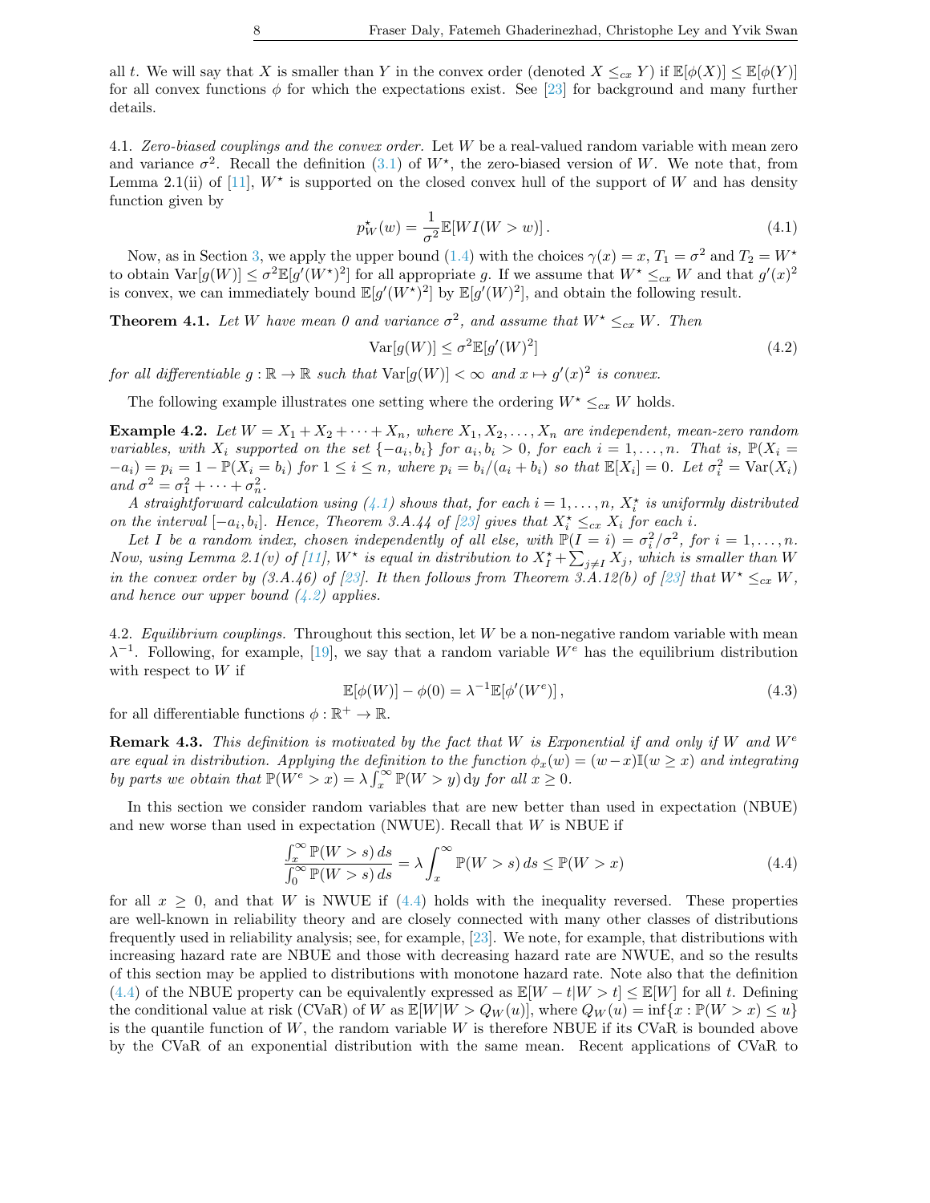all $t$. We will say that $X$ is smaller than $Y$ in the convex order (denoted $X \leq_{cx} Y$) if $\mathbb{E}[\phi(X)] \leq \mathbb{E}[\phi(Y)]$ for all convex functions $\phi$ for which the expectations exist. See [23] for background and many further details.

4.1. *Zero-biased couplings and the convex order.* Let $W$ be a real-valued random variable with mean zero and variance $\sigma^2$. Recall the definition (3.1) of $W^\star$, the zero-biased version of $W$. We note that, from Lemma 2.1(ii) of [11], $W^\star$ is supported on the closed convex hull of the support of $W$ and has density function given by

$$p_W^\star(w) = \frac{1}{\sigma^2}\mathbb{E}[WI(W > w)]\,. \tag{4.1}$$

Now, as in Section 3, we apply the upper bound (1.4) with the choices $\gamma(x) = x$, $T_1 = \sigma^2$ and $T_2 = W^\star$ to obtain $\mathrm{Var}[g(W)] \leq \sigma^2\mathbb{E}[g'(W^\star)^2]$ for all appropriate $g$. If we assume that $W^\star \leq_{cx} W$ and that $g'(x)^2$ is convex, we can immediately bound $\mathbb{E}[g'(W^\star)^2]$ by $\mathbb{E}[g'(W)^2]$, and obtain the following result.

**Theorem 4.1.** *Let $W$ have mean 0 and variance $\sigma^2$, and assume that $W^\star \leq_{cx} W$. Then*

$$\mathrm{Var}[g(W)] \leq \sigma^2\mathbb{E}[g'(W)^2] \tag{4.2}$$

*for all differentiable $g : \mathbb{R} \to \mathbb{R}$ such that $\mathrm{Var}[g(W)] < \infty$ and $x \mapsto g'(x)^2$ is convex.*

The following example illustrates one setting where the ordering $W^\star \leq_{cx} W$ holds.

**Example 4.2.** *Let $W = X_1 + X_2 + \cdots + X_n$, where $X_1, X_2, \ldots, X_n$ are independent, mean-zero random variables, with $X_i$ supported on the set $\{-a_i, b_i\}$ for $a_i, b_i > 0$, for each $i = 1, \ldots, n$. That is, $\mathbb{P}(X_i = -a_i) = p_i = 1 - \mathbb{P}(X_i = b_i)$ for $1 \leq i \leq n$, where $p_i = b_i/(a_i + b_i)$ so that $\mathbb{E}[X_i] = 0$. Let $\sigma_i^2 = \mathrm{Var}(X_i)$ and $\sigma^2 = \sigma_1^2 + \cdots + \sigma_n^2$.*

*A straightforward calculation using (4.1) shows that, for each $i = 1, \ldots, n$, $X_i^\star$ is uniformly distributed on the interval $[-a_i, b_i]$. Hence, Theorem 3.A.44 of [23] gives that $X_i^\star \leq_{cx} X_i$ for each $i$.*

*Let $I$ be a random index, chosen independently of all else, with $\mathbb{P}(I = i) = \sigma_i^2/\sigma^2$, for $i = 1, \ldots, n$. Now, using Lemma 2.1(v) of [11], $W^\star$ is equal in distribution to $X_I^\star + \sum_{j \neq I} X_j$, which is smaller than $W$ in the convex order by (3.A.46) of [23]. It then follows from Theorem 3.A.12(b) of [23] that $W^\star \leq_{cx} W$, and hence our upper bound (4.2) applies.*

4.2. *Equilibrium couplings.* Throughout this section, let $W$ be a non-negative random variable with mean $\lambda^{-1}$. Following, for example, [19], we say that a random variable $W^e$ has the equilibrium distribution with respect to $W$ if

$$\mathbb{E}[\phi(W)] - \phi(0) = \lambda^{-1}\mathbb{E}[\phi'(W^e)]\,, \tag{4.3}$$

for all differentiable functions $\phi : \mathbb{R}^+ \to \mathbb{R}$.

**Remark 4.3.** *This definition is motivated by the fact that $W$ is Exponential if and only if $W$ and $W^e$ are equal in distribution. Applying the definition to the function $\phi_x(w) = (w - x)\mathbb{I}(w \geq x)$ and integrating by parts we obtain that $\mathbb{P}(W^e > x) = \lambda \int_x^\infty \mathbb{P}(W > y)\,\mathrm{d}y$ for all $x \geq 0$.*

In this section we consider random variables that are new better than used in expectation (NBUE) and new worse than used in expectation (NWUE). Recall that $W$ is NBUE if

$$\frac{\int_x^\infty \mathbb{P}(W > s)\,ds}{\int_0^\infty \mathbb{P}(W > s)\,ds} = \lambda \int_x^\infty \mathbb{P}(W > s)\,ds \leq \mathbb{P}(W > x) \tag{4.4}$$

for all $x \geq 0$, and that $W$ is NWUE if (4.4) holds with the inequality reversed. These properties are well-known in reliability theory and are closely connected with many other classes of distributions frequently used in reliability analysis; see, for example, [23]. We note, for example, that distributions with increasing hazard rate are NBUE and those with decreasing hazard rate are NWUE, and so the results of this section may be applied to distributions with monotone hazard rate. Note also that the definition (4.4) of the NBUE property can be equivalently expressed as $\mathbb{E}[W - t|W > t] \leq \mathbb{E}[W]$ for all $t$. Defining the conditional value at risk (CVaR) of $W$ as $\mathbb{E}[W|W > Q_W(u)]$, where $Q_W(u) = \inf\{x : \mathbb{P}(W > x) \leq u\}$ is the quantile function of $W$, the random variable $W$ is therefore NBUE if its CVaR is bounded above by the CVaR of an exponential distribution with the same mean. Recent applications of CVaR to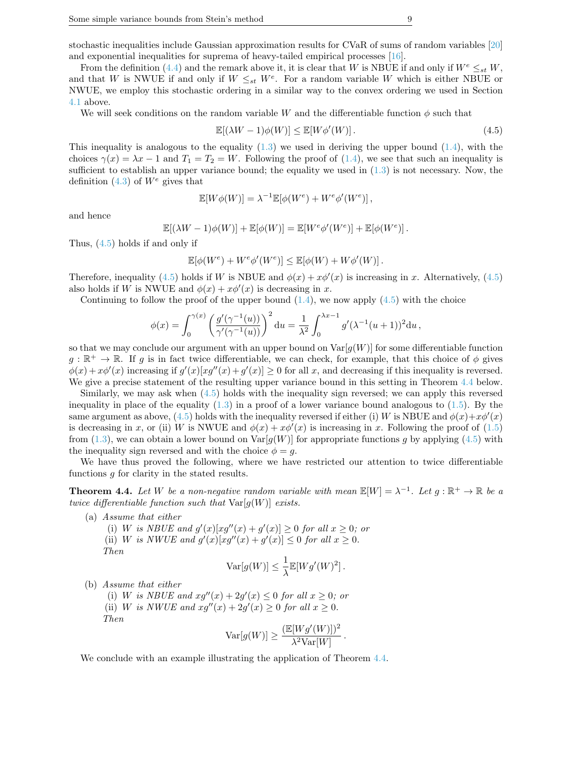stochastic inequalities include Gaussian approximation results for CVaR of sums of random variables [20] and exponential inequalities for suprema of heavy-tailed empirical processes [16].

From the definition (4.4) and the remark above it, it is clear that $W$ is NBUE if and only if $W^e \leq_{st} W$, and that $W$ is NWUE if and only if $W \leq_{st} W^e$. For a random variable $W$ which is either NBUE or NWUE, we employ this stochastic ordering in a similar way to the convex ordering we used in Section 4.1 above.

We will seek conditions on the random variable $W$ and the differentiable function $\phi$ such that

$$\mathbb{E}[(\lambda W - 1)\phi(W)] \leq \mathbb{E}[W\phi'(W)]\,. \tag{4.5}$$

This inequality is analogous to the equality (1.3) we used in deriving the upper bound (1.4), with the choices $\gamma(x) = \lambda x - 1$ and $T_1 = T_2 = W$. Following the proof of (1.4), we see that such an inequality is sufficient to establish an upper variance bound; the equality we used in (1.3) is not necessary. Now, the definition (4.3) of $W^e$ gives that

$$\mathbb{E}[W\phi(W)] = \lambda^{-1}\mathbb{E}[\phi(W^e) + W^e\phi'(W^e)]\,,$$

and hence

$$\mathbb{E}[(\lambda W - 1)\phi(W)] + \mathbb{E}[\phi(W)] = \mathbb{E}[W^e\phi'(W^e)] + \mathbb{E}[\phi(W^e)]\,.$$

Thus, (4.5) holds if and only if

$$\mathbb{E}[\phi(W^e) + W^e\phi'(W^e)] \leq \mathbb{E}[\phi(W) + W\phi'(W)]\,.$$

Therefore, inequality (4.5) holds if $W$ is NBUE and $\phi(x) + x\phi'(x)$ is increasing in $x$. Alternatively, (4.5) also holds if $W$ is NWUE and $\phi(x) + x\phi'(x)$ is decreasing in $x$.

Continuing to follow the proof of the upper bound (1.4), we now apply (4.5) with the choice

$$\phi(x) = \int_0^{\gamma(x)} \left(\frac{g'(\gamma^{-1}(u))}{\gamma'(\gamma^{-1}(u))}\right)^2 \mathrm{d}u = \frac{1}{\lambda^2}\int_0^{\lambda x - 1} g'(\lambda^{-1}(u+1))^2 \mathrm{d}u\,,$$

so that we may conclude our argument with an upper bound on $\mathrm{Var}[g(W)]$ for some differentiable function $g : \mathbb{R}^+ \to \mathbb{R}$. If $g$ is in fact twice differentiable, we can check, for example, that this choice of $\phi$ gives $\phi(x) + x\phi'(x)$ increasing if $g'(x)[xg''(x) + g'(x)] \geq 0$ for all $x$, and decreasing if this inequality is reversed. We give a precise statement of the resulting upper variance bound in this setting in Theorem 4.4 below.

Similarly, we may ask when (4.5) holds with the inequality sign reversed; we can apply this reversed inequality in place of the equality (1.3) in a proof of a lower variance bound analogous to (1.5). By the same argument as above, (4.5) holds with the inequality reversed if either (i) $W$ is NBUE and $\phi(x)+x\phi'(x)$ is decreasing in $x$, or (ii) $W$ is NWUE and $\phi(x) + x\phi'(x)$ is increasing in $x$. Following the proof of (1.5) from (1.3), we can obtain a lower bound on $\mathrm{Var}[g(W)]$ for appropriate functions $g$ by applying (4.5) with the inequality sign reversed and with the choice $\phi = g$.

We have thus proved the following, where we have restricted our attention to twice differentiable functions $g$ for clarity in the stated results.

**Theorem 4.4.** *Let $W$ be a non-negative random variable with mean $\mathbb{E}[W] = \lambda^{-1}$. Let $g : \mathbb{R}^+ \to \mathbb{R}$ be a twice differentiable function such that $\mathrm{Var}[g(W)]$ exists.*

(a) *Assume that either*
  (i) *$W$ is NBUE and $g'(x)[xg''(x) + g'(x)] \geq 0$ for all $x \geq 0$; or*
  (ii) *$W$ is NWUE and $g'(x)[xg''(x) + g'(x)] \leq 0$ for all $x \geq 0$.*
  
  *Then*
  $$\mathrm{Var}[g(W)] \leq \frac{1}{\lambda}\mathbb{E}[Wg'(W)^2]\,.$$

(b) *Assume that either*
  (i) *$W$ is NBUE and $xg''(x) + 2g'(x) \leq 0$ for all $x \geq 0$; or*
  (ii) *$W$ is NWUE and $xg''(x) + 2g'(x) \geq 0$ for all $x \geq 0$.*
  
  *Then*
  $$\mathrm{Var}[g(W)] \geq \frac{(\mathbb{E}[Wg'(W)])^2}{\lambda^2\mathrm{Var}[W]}\,.$$

We conclude with an example illustrating the application of Theorem 4.4.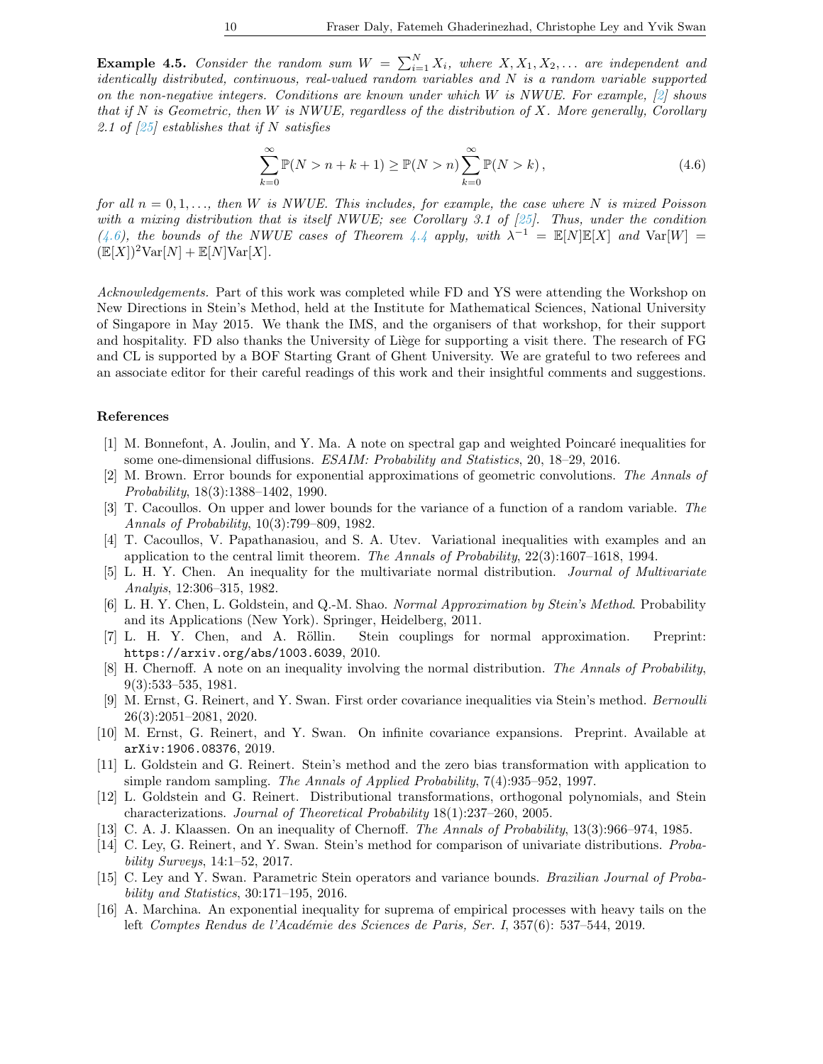**Example 4.5.** *Consider the random sum $W = \sum_{i=1}^{N} X_i$, where $X, X_1, X_2, \ldots$ are independent and identically distributed, continuous, real-valued random variables and $N$ is a random variable supported on the non-negative integers. Conditions are known under which $W$ is NWUE. For example, [2] shows that if $N$ is Geometric, then $W$ is NWUE, regardless of the distribution of $X$. More generally, Corollary 2.1 of [25] establishes that if $N$ satisfies*

$$\sum_{k=0}^{\infty} \mathbb{P}(N > n+k+1) \geq \mathbb{P}(N > n) \sum_{k=0}^{\infty} \mathbb{P}(N > k), \tag{4.6}$$

*for all $n = 0, 1, \ldots$, then $W$ is NWUE. This includes, for example, the case where $N$ is mixed Poisson with a mixing distribution that is itself NWUE; see Corollary 3.1 of [25]. Thus, under the condition (4.6), the bounds of the NWUE cases of Theorem 4.4 apply, with $\lambda^{-1} = \mathbb{E}[N]\mathbb{E}[X]$ and $\mathrm{Var}[W] = (\mathbb{E}[X])^2 \mathrm{Var}[N] + \mathbb{E}[N]\mathrm{Var}[X]$.*

*Acknowledgements.* Part of this work was completed while FD and YS were attending the Workshop on New Directions in Stein's Method, held at the Institute for Mathematical Sciences, National University of Singapore in May 2015. We thank the IMS, and the organisers of that workshop, for their support and hospitality. FD also thanks the University of Liège for supporting a visit there. The research of FG and CL is supported by a BOF Starting Grant of Ghent University. We are grateful to two referees and an associate editor for their careful readings of this work and their insightful comments and suggestions.

## References

[1] M. Bonnefont, A. Joulin, and Y. Ma. A note on spectral gap and weighted Poincaré inequalities for some one-dimensional diffusions. *ESAIM: Probability and Statistics*, 20, 18–29, 2016.

[2] M. Brown. Error bounds for exponential approximations of geometric convolutions. *The Annals of Probability*, 18(3):1388–1402, 1990.

[3] T. Cacoullos. On upper and lower bounds for the variance of a function of a random variable. *The Annals of Probability*, 10(3):799–809, 1982.

[4] T. Cacoullos, V. Papathanasiou, and S. A. Utev. Variational inequalities with examples and an application to the central limit theorem. *The Annals of Probability*, 22(3):1607–1618, 1994.

[5] L. H. Y. Chen. An inequality for the multivariate normal distribution. *Journal of Multivariate Analyis*, 12:306–315, 1982.

[6] L. H. Y. Chen, L. Goldstein, and Q.-M. Shao. *Normal Approximation by Stein's Method*. Probability and its Applications (New York). Springer, Heidelberg, 2011.

[7] L. H. Y. Chen, and A. Röllin. Stein couplings for normal approximation. Preprint: `https://arxiv.org/abs/1003.6039`, 2010.

[8] H. Chernoff. A note on an inequality involving the normal distribution. *The Annals of Probability*, 9(3):533–535, 1981.

[9] M. Ernst, G. Reinert, and Y. Swan. First order covariance inequalities via Stein's method. *Bernoulli* 26(3):2051–2081, 2020.

[10] M. Ernst, G. Reinert, and Y. Swan. On infinite covariance expansions. Preprint. Available at `arXiv:1906.08376`, 2019.

[11] L. Goldstein and G. Reinert. Stein's method and the zero bias transformation with application to simple random sampling. *The Annals of Applied Probability*, 7(4):935–952, 1997.

[12] L. Goldstein and G. Reinert. Distributional transformations, orthogonal polynomials, and Stein characterizations. *Journal of Theoretical Probability* 18(1):237–260, 2005.

[13] C. A. J. Klaassen. On an inequality of Chernoff. *The Annals of Probability*, 13(3):966–974, 1985.

[14] C. Ley, G. Reinert, and Y. Swan. Stein's method for comparison of univariate distributions. *Probability Surveys*, 14:1–52, 2017.

[15] C. Ley and Y. Swan. Parametric Stein operators and variance bounds. *Brazilian Journal of Probability and Statistics*, 30:171–195, 2016.

[16] A. Marchina. An exponential inequality for suprema of empirical processes with heavy tails on the left *Comptes Rendus de l'Académie des Sciences de Paris, Ser. I*, 357(6): 537–544, 2019.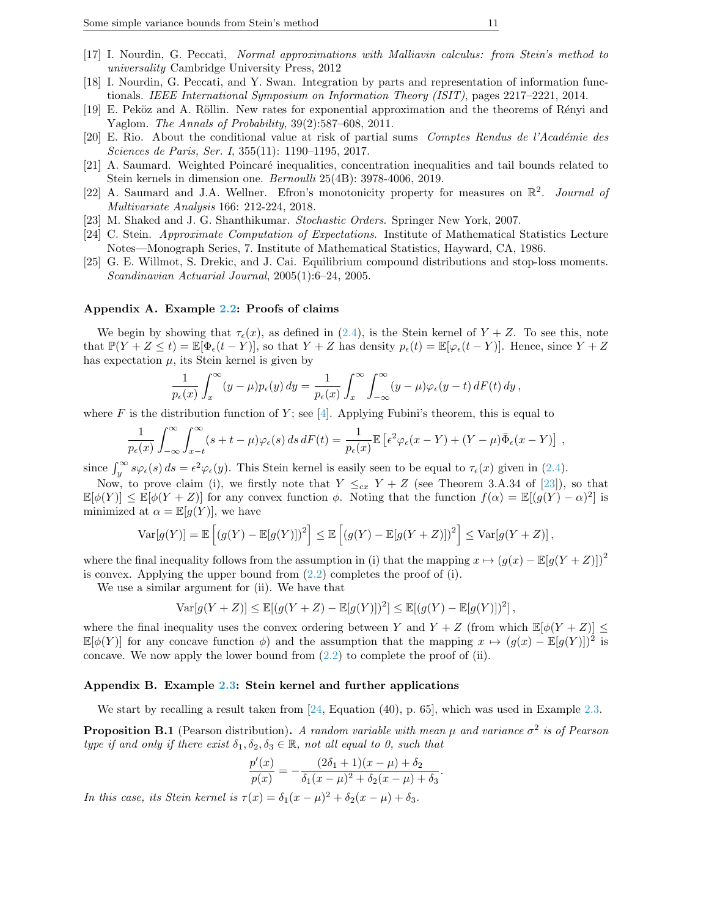[17] I. Nourdin, G. Peccati, *Normal approximations with Malliavin calculus: from Stein's method to universality* Cambridge University Press, 2012

[18] I. Nourdin, G. Peccati, and Y. Swan. Integration by parts and representation of information functionals. *IEEE International Symposium on Information Theory (ISIT)*, pages 2217–2221, 2014.

[19] E. Peköz and A. Röllin. New rates for exponential approximation and the theorems of Rényi and Yaglom. *The Annals of Probability*, 39(2):587–608, 2011.

[20] E. Rio. About the conditional value at risk of partial sums *Comptes Rendus de l'Académie des Sciences de Paris, Ser. I*, 355(11): 1190–1195, 2017.

[21] A. Saumard. Weighted Poincaré inequalities, concentration inequalities and tail bounds related to Stein kernels in dimension one. *Bernoulli* 25(4B): 3978-4006, 2019.

[22] A. Saumard and J.A. Wellner. Efron's monotonicity property for measures on $\mathbb{R}^2$. *Journal of Multivariate Analysis* 166: 212-224, 2018.

[23] M. Shaked and J. G. Shanthikumar. *Stochastic Orders*. Springer New York, 2007.

[24] C. Stein. *Approximate Computation of Expectations*. Institute of Mathematical Statistics Lecture Notes—Monograph Series, 7. Institute of Mathematical Statistics, Hayward, CA, 1986.

[25] G. E. Willmot, S. Drekic, and J. Cai. Equilibrium compound distributions and stop-loss moments. *Scandinavian Actuarial Journal*, 2005(1):6–24, 2005.

## Appendix A. Example 2.2: Proofs of claims

We begin by showing that $\tau_\epsilon(x)$, as defined in (2.4), is the Stein kernel of $Y+Z$. To see this, note that $\mathbb{P}(Y+Z\leq t)=\mathbb{E}[\Phi_\epsilon(t-Y)]$, so that $Y+Z$ has density $p_\epsilon(t)=\mathbb{E}[\varphi_\epsilon(t-Y)]$. Hence, since $Y+Z$ has expectation $\mu$, its Stein kernel is given by

$$\frac{1}{p_\epsilon(x)}\int_x^\infty (y-\mu)p_\epsilon(y)\,dy=\frac{1}{p_\epsilon(x)}\int_x^\infty\int_{-\infty}^\infty (y-\mu)\varphi_\epsilon(y-t)\,dF(t)\,dy\,,$$

where $F$ is the distribution function of $Y$; see [4]. Applying Fubini's theorem, this is equal to

$$\frac{1}{p_\epsilon(x)}\int_{-\infty}^\infty\int_{x-t}^\infty (s+t-\mu)\varphi_\epsilon(s)\,ds\,dF(t)=\frac{1}{p_\epsilon(x)}\mathbb{E}\left[\epsilon^2\varphi_\epsilon(x-Y)+(Y-\mu)\bar{\Phi}_\epsilon(x-Y)\right]\,,$$

since $\int_y^\infty s\varphi_\epsilon(s)\,ds=\epsilon^2\varphi_\epsilon(y)$. This Stein kernel is easily seen to be equal to $\tau_\epsilon(x)$ given in (2.4).

Now, to prove claim (i), we firstly note that $Y\leq_{cx} Y+Z$ (see Theorem 3.A.34 of [23]), so that $\mathbb{E}[\phi(Y)]\leq\mathbb{E}[\phi(Y+Z)]$ for any convex function $\phi$. Noting that the function $f(\alpha)=\mathbb{E}[(g(Y)-\alpha)^2]$ is minimized at $\alpha=\mathbb{E}[g(Y)]$, we have

$$\mathrm{Var}[g(Y)]=\mathbb{E}\left[(g(Y)-\mathbb{E}[g(Y)])^2\right]\leq\mathbb{E}\left[(g(Y)-\mathbb{E}[g(Y+Z)])^2\right]\leq\mathrm{Var}[g(Y+Z)]\,,$$

where the final inequality follows from the assumption in (i) that the mapping $x\mapsto(g(x)-\mathbb{E}[g(Y+Z)])^2$ is convex. Applying the upper bound from (2.2) completes the proof of (i).

We use a similar argument for (ii). We have that

$$\mathrm{Var}[g(Y+Z)]\leq\mathbb{E}[(g(Y+Z)-\mathbb{E}[g(Y)])^2]\leq\mathbb{E}[(g(Y)-\mathbb{E}[g(Y)])^2]\,,$$

where the final inequality uses the convex ordering between $Y$ and $Y+Z$ (from which $\mathbb{E}[\phi(Y+Z)]\leq\mathbb{E}[\phi(Y)]$ for any concave function $\phi$) and the assumption that the mapping $x\mapsto(g(x)-\mathbb{E}[g(Y)])^2$ is concave. We now apply the lower bound from (2.2) to complete the proof of (ii).

## Appendix B. Example 2.3: Stein kernel and further applications

We start by recalling a result taken from [24, Equation (40), p. 65], which was used in Example 2.3.

**Proposition B.1** (Pearson distribution)**.** *A random variable with mean $\mu$ and variance $\sigma^2$ is of Pearson type if and only if there exist $\delta_1,\delta_2,\delta_3\in\mathbb{R}$, not all equal to 0, such that*

$$\frac{p'(x)}{p(x)}=-\frac{(2\delta_1+1)(x-\mu)+\delta_2}{\delta_1(x-\mu)^2+\delta_2(x-\mu)+\delta_3}.$$

*In this case, its Stein kernel is $\tau(x)=\delta_1(x-\mu)^2+\delta_2(x-\mu)+\delta_3$.*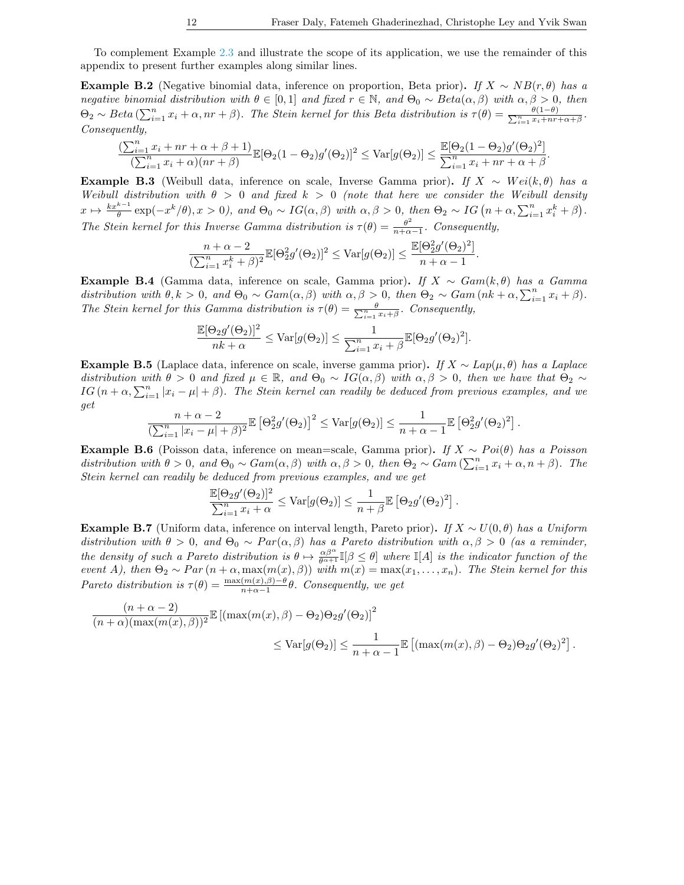To complement Example 2.3 and illustrate the scope of its application, we use the remainder of this appendix to present further examples along similar lines.

**Example B.2** (Negative binomial data, inference on proportion, Beta prior)**.** *If $X \sim NB(r, \theta)$ has a negative binomial distribution with $\theta \in [0, 1]$ and fixed $r \in \mathbb{N}$, and $\Theta_0 \sim Beta(\alpha, \beta)$ with $\alpha, \beta > 0$, then $\Theta_2 \sim Beta\left(\sum_{i=1}^n x_i + \alpha, nr + \beta\right)$. The Stein kernel for this Beta distribution is $\tau(\theta) = \frac{\theta(1-\theta)}{\sum_{i=1}^n x_i + nr + \alpha + \beta}$. Consequently,*

$$\frac{(\sum_{i=1}^n x_i + nr + \alpha + \beta + 1)}{(\sum_{i=1}^n x_i + \alpha)(nr + \beta)} \mathbb{E}[\Theta_2(1-\Theta_2)g'(\Theta_2)]^2 \leq \mathrm{Var}[g(\Theta_2)] \leq \frac{\mathbb{E}[\Theta_2(1-\Theta_2)g'(\Theta_2)^2]}{\sum_{i=1}^n x_i + nr + \alpha + \beta}.$$

**Example B.3** (Weibull data, inference on scale, Inverse Gamma prior)**.** *If $X \sim Wei(k, \theta)$ has a Weibull distribution with $\theta > 0$ and fixed $k > 0$ (note that here we consider the Weibull density $x \mapsto \frac{kx^{k-1}}{\theta} \exp(-x^k/\theta), x > 0$), and $\Theta_0 \sim IG(\alpha, \beta)$ with $\alpha, \beta > 0$, then $\Theta_2 \sim IG\left(n + \alpha, \sum_{i=1}^n x_i^k + \beta\right)$. The Stein kernel for this Inverse Gamma distribution is $\tau(\theta) = \frac{\theta^2}{n+\alpha-1}$. Consequently,*

$$\frac{n + \alpha - 2}{(\sum_{i=1}^n x_i^k + \beta)^2} \mathbb{E}[\Theta_2^2 g'(\Theta_2)]^2 \leq \mathrm{Var}[g(\Theta_2)] \leq \frac{\mathbb{E}[\Theta_2^2 g'(\Theta_2)^2]}{n + \alpha - 1}.$$

**Example B.4** (Gamma data, inference on scale, Gamma prior)**.** *If $X \sim Gam(k, \theta)$ has a Gamma distribution with $\theta, k > 0$, and $\Theta_0 \sim Gam(\alpha, \beta)$ with $\alpha, \beta > 0$, then $\Theta_2 \sim Gam\left(nk + \alpha, \sum_{i=1}^n x_i + \beta\right)$. The Stein kernel for this Gamma distribution is $\tau(\theta) = \frac{\theta}{\sum_{i=1}^n x_i + \beta}$. Consequently,*

$$\frac{\mathbb{E}[\Theta_2 g'(\Theta_2)]^2}{nk + \alpha} \leq \mathrm{Var}[g(\Theta_2)] \leq \frac{1}{\sum_{i=1}^n x_i + \beta} \mathbb{E}[\Theta_2 g'(\Theta_2)^2].$$

**Example B.5** (Laplace data, inference on scale, inverse gamma prior)**.** *If $X \sim Lap(\mu, \theta)$ has a Laplace distribution with $\theta > 0$ and fixed $\mu \in \mathbb{R}$, and $\Theta_0 \sim IG(\alpha, \beta)$ with $\alpha, \beta > 0$, then we have that $\Theta_2 \sim IG\left(n + \alpha, \sum_{i=1}^n |x_i - \mu| + \beta\right)$. The Stein kernel can readily be deduced from previous examples, and we get*

$$\frac{n + \alpha - 2}{(\sum_{i=1}^n |x_i - \mu| + \beta)^2} \mathbb{E}\left[\Theta_2^2 g'(\Theta_2)\right]^2 \leq \mathrm{Var}[g(\Theta_2)] \leq \frac{1}{n + \alpha - 1} \mathbb{E}\left[\Theta_2^2 g'(\Theta_2)^2\right].$$

**Example B.6** (Poisson data, inference on mean=scale, Gamma prior)**.** *If $X \sim Poi(\theta)$ has a Poisson distribution with $\theta > 0$, and $\Theta_0 \sim Gam(\alpha, \beta)$ with $\alpha, \beta > 0$, then $\Theta_2 \sim Gam\left(\sum_{i=1}^n x_i + \alpha, n + \beta\right)$. The Stein kernel can readily be deduced from previous examples, and we get*

$$\frac{\mathbb{E}[\Theta_2 g'(\Theta_2)]^2}{\sum_{i=1}^n x_i + \alpha} \leq \mathrm{Var}[g(\Theta_2)] \leq \frac{1}{n + \beta} \mathbb{E}\left[\Theta_2 g'(\Theta_2)^2\right].$$

**Example B.7** (Uniform data, inference on interval length, Pareto prior)**.** *If $X \sim U(0, \theta)$ has a Uniform distribution with $\theta > 0$, and $\Theta_0 \sim Par(\alpha, \beta)$ has a Pareto distribution with $\alpha, \beta > 0$ (as a reminder, the density of such a Pareto distribution is $\theta \mapsto \frac{\alpha\beta^\alpha}{\theta^{\alpha+1}} \mathbb{I}[\beta \leq \theta]$ where $\mathbb{I}[A]$ is the indicator function of the event $A$), then $\Theta_2 \sim Par\left(n + \alpha, \max(m(x), \beta)\right)$ with $m(x) = \max(x_1, \ldots, x_n)$. The Stein kernel for this Pareto distribution is $\tau(\theta) = \frac{\max(m(x),\beta) - \theta}{n+\alpha-1}\theta$. Consequently, we get*

$$\frac{(n + \alpha - 2)}{(n + \alpha)(\max(m(x), \beta))^2} \mathbb{E}\left[(\max(m(x), \beta) - \Theta_2)\Theta_2 g'(\Theta_2)\right]^2$$

$$\leq \mathrm{Var}[g(\Theta_2)] \leq \frac{1}{n + \alpha - 1} \mathbb{E}\left[(\max(m(x), \beta) - \Theta_2)\Theta_2 g'(\Theta_2)^2\right].$$